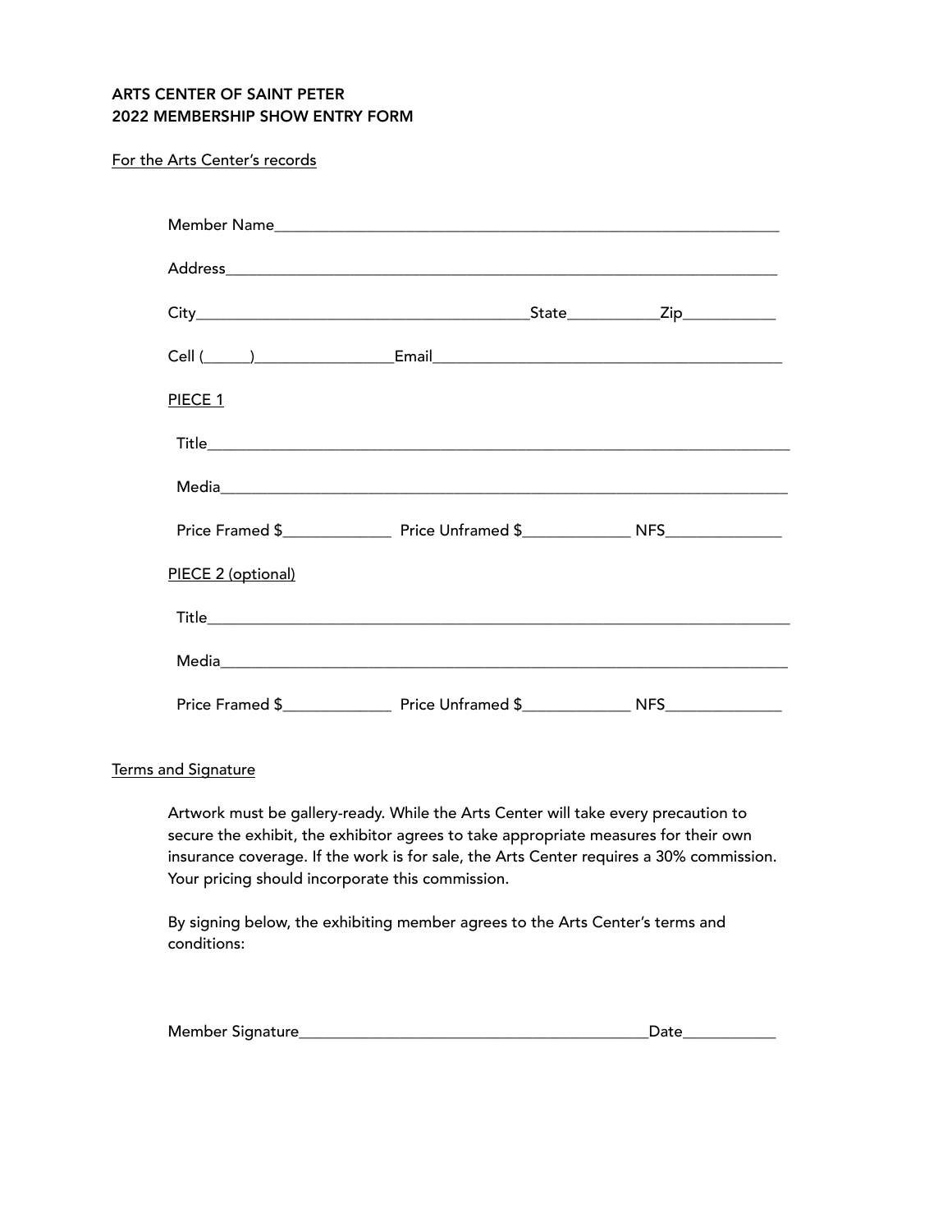**ARTS CENTER OF SAINT PETER**
**2022 MEMBERSHIP SHOW ENTRY FORM**

For the Arts Center's records

Member Name_______________________________________________________________

Address___________________________________________________________________

City________________________________________State___________Zip___________

Cell (_____)_________________Email__________________________________________

PIECE 1

Title______________________________________________________________________

Media_____________________________________________________________________

Price Framed $_____________ Price Unframed $_____________ NFS______________

PIECE 2 (optional)

Title______________________________________________________________________

Media_____________________________________________________________________

Price Framed $_____________ Price Unframed $_____________ NFS______________

Terms and Signature

Artwork must be gallery-ready. While the Arts Center will take every precaution to secure the exhibit, the exhibitor agrees to take appropriate measures for their own insurance coverage. If the work is for sale, the Arts Center requires a 30% commission. Your pricing should incorporate this commission.

By signing below, the exhibiting member agrees to the Arts Center's terms and conditions:

Member Signature___________________________________________Date___________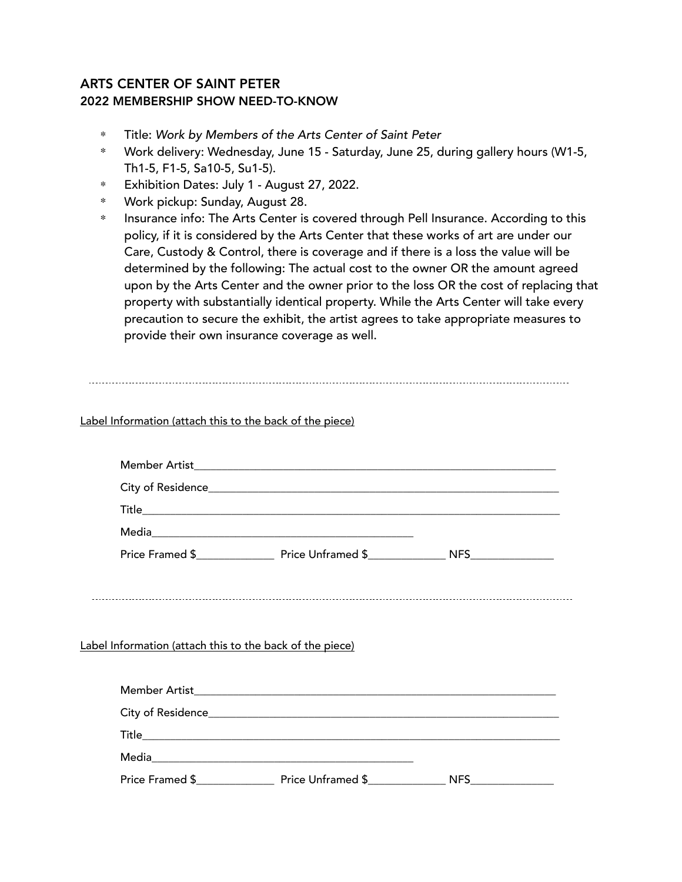## ARTS CENTER OF SAINT PETER
### 2022 MEMBERSHIP SHOW NEED-TO-KNOW

* Title: *Work by Members of the Arts Center of Saint Peter*
* Work delivery: Wednesday, June 15 - Saturday, June 25, during gallery hours (W1-5, Th1-5, F1-5, Sa10-5, Su1-5).
* Exhibition Dates: July 1 - August 27, 2022.
* Work pickup: Sunday, August 28.
* Insurance info: The Arts Center is covered through Pell Insurance. According to this policy, if it is considered by the Arts Center that these works of art are under our Care, Custody & Control, there is coverage and if there is a loss the value will be determined by the following: The actual cost to the owner OR the amount agreed upon by the Arts Center and the owner prior to the loss OR the cost of replacing that property with substantially identical property. While the Arts Center will take every precaution to secure the exhibit, the artist agrees to take appropriate measures to provide their own insurance coverage as well.

---

Label Information (attach this to the back of the piece)

Member Artist_______________________________________________

City of Residence____________________________________________

Title_______________________________________________________

Media_________________________________

Price Framed $____________ Price Unframed $____________ NFS____________

---

Label Information (attach this to the back of the piece)

Member Artist_______________________________________________

City of Residence____________________________________________

Title_______________________________________________________

Media_________________________________

Price Framed $____________ Price Unframed $____________ NFS____________